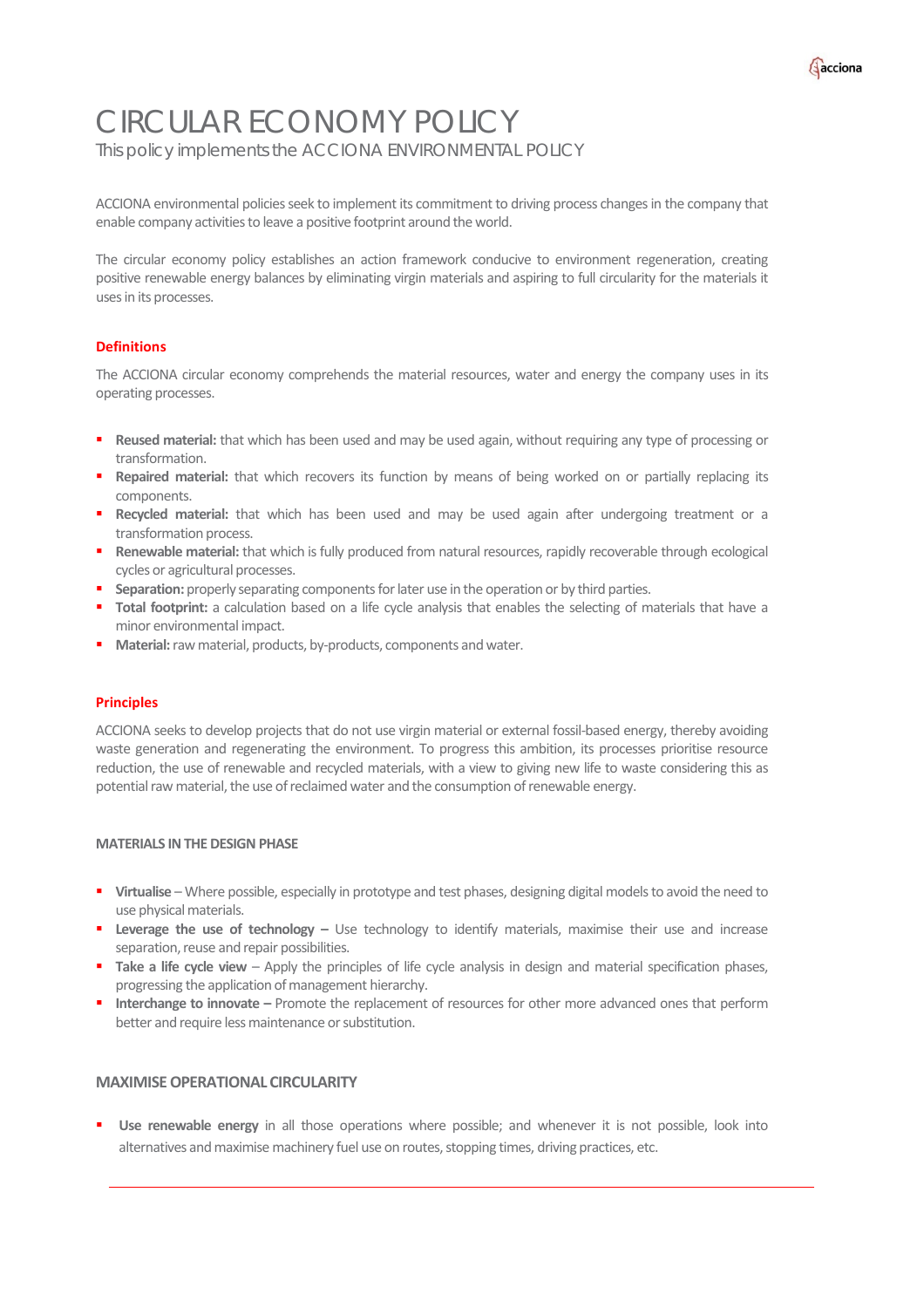# CIRCULAR ECONOMY POLICY

This policy implements the ACCIONA ENVIRONMENTAL POLICY

ACCIONA environmental policies seek to implement its commitment to driving process changes in the company that enable company activities to leave a positive footprint around the world.

The circular economy policy establishes an action framework conducive to environment regeneration, creating positive renewable energy balances by eliminating virgin materials and aspiring to full circularity for the materials it uses in its processes.

## Definitions

The ACCIONA circular economy comprehends the material resources, water and energy the company uses in its operating processes.

- **Reused material:** that which has been used and may be used again, without requiring any type of processing or transformation.
- **Repaired material:** that which recovers its function by means of being worked on or partially replacing its components.
- **Recycled material:** that which has been used and may be used again after undergoing treatment or a transformation process.
- **Renewable material:** that which is fully produced from natural resources, rapidly recoverable through ecological cycles or agricultural processes.
- **Separation:** properly separating components for later use in the operation or by third parties.
- **Total footprint:** a calculation based on a life cycle analysis that enables the selecting of materials that have a minor environmental impact.
- **Material:** raw material, products, by-products, components and water.

## Principles

ACCIONA seeks to develop projects that do not use virgin material or external fossil-based energy, thereby avoiding waste generation and regenerating the environment. To progress this ambition, its processes prioritise resource reduction, the use of renewable and recycled materials, with a view to giving new life to waste considering this as potential raw material, the use of reclaimed water and the consumption of renewable energy.

### MATERIALS IN THE DESIGN PHASE

- **Virtualise** – Where possible, especially in prototype and test phases, designing digital models to avoid the need to use physical materials.
- **Leverage the use of technology –** Use technology to identify materials, maximise their use and increase separation, reuse and repair possibilities.
- **Take a life cycle view** – Apply the principles of life cycle analysis in design and material specification phases, progressing the application of management hierarchy.
- **Interchange to innovate –** Promote the replacement of resources for other more advanced ones that perform better and require less maintenance or substitution.

### MAXIMISE OPERATIONAL CIRCULARITY

- **Use renewable energy** in all those operations where possible; and whenever it is not possible, look into alternatives and maximise machinery fuel use on routes, stopping times, driving practices, etc.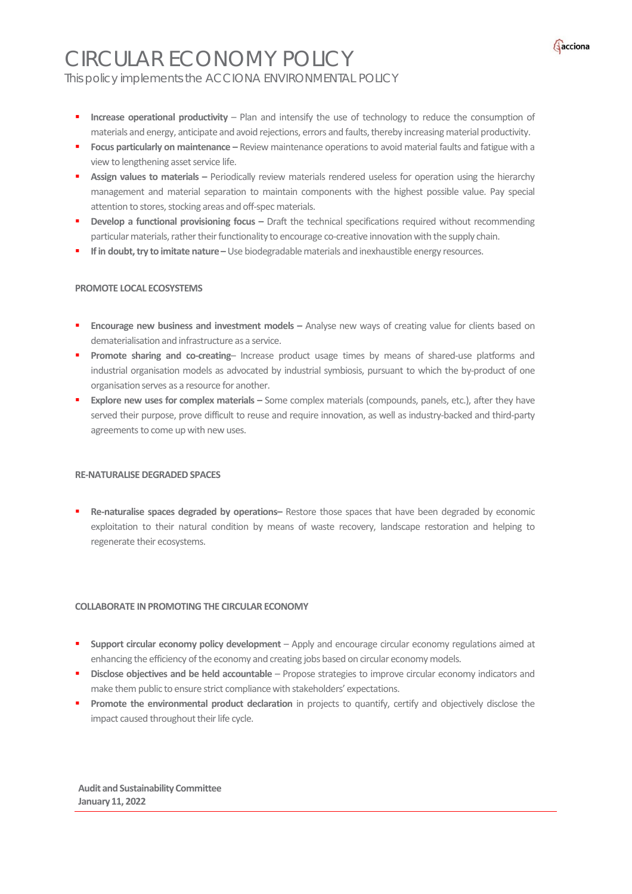# CIRCULAR ECONOMY POLICY

This policy implements the ACCIONA ENVIRONMENTAL POLICY

- **Increase operational productivity** – Plan and intensify the use of technology to reduce the consumption of materials and energy, anticipate and avoid rejections, errors and faults, thereby increasing material productivity.
- **Focus particularly on maintenance –** Review maintenance operations to avoid material faults and fatigue with a view to lengthening asset service life.
- **Assign values to materials –** Periodically review materials rendered useless for operation using the hierarchy management and material separation to maintain components with the highest possible value. Pay special attention to stores, stocking areas and off-spec materials.
- **Develop a functional provisioning focus –** Draft the technical specifications required without recommending particular materials, rather their functionality to encourage co-creative innovation with the supply chain.
- **If in doubt, try to imitate nature –** Use biodegradable materials and inexhaustible energy resources.

#### PROMOTE LOCAL ECOSYSTEMS

- **Encourage new business and investment models –** Analyse new ways of creating value for clients based on dematerialisation and infrastructure as a service.
- **Promote sharing and co-creating**– Increase product usage times by means of shared-use platforms and industrial organisation models as advocated by industrial symbiosis, pursuant to which the by-product of one organisation serves as a resource for another.
- **Explore new uses for complex materials –** Some complex materials (compounds, panels, etc.), after they have served their purpose, prove difficult to reuse and require innovation, as well as industry-backed and third-party agreements to come up with new uses.

#### RE-NATURALISE DEGRADED SPACES

- **Re-naturalise spaces degraded by operations–** Restore those spaces that have been degraded by economic exploitation to their natural condition by means of waste recovery, landscape restoration and helping to regenerate their ecosystems.

#### COLLABORATE IN PROMOTING THE CIRCULAR ECONOMY

- **Support circular economy policy development** – Apply and encourage circular economy regulations aimed at enhancing the efficiency of the economy and creating jobs based on circular economy models.
- **Disclose objectives and be held accountable** – Propose strategies to improve circular economy indicators and make them public to ensure strict compliance with stakeholders' expectations.
- **Promote the environmental product declaration** in projects to quantify, certify and objectively disclose the impact caused throughout their life cycle.

**Audit and Sustainability Committee**
**January 11, 2022**